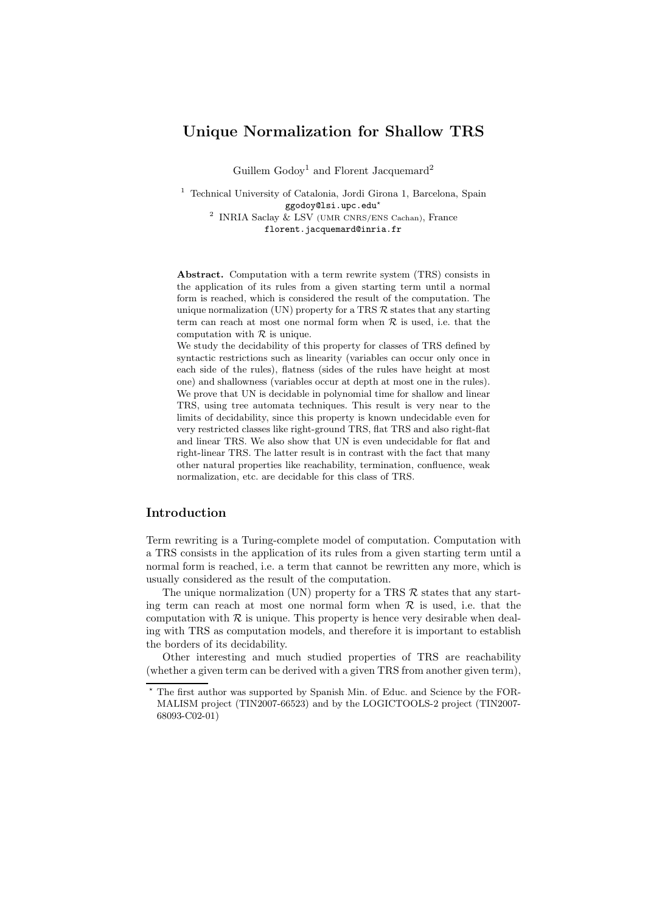# Unique Normalization for Shallow TRS

Guillem Godoy[1] and Florent Jacquemard[2]

[1] Technical University of Catalonia, Jordi Girona 1, Barcelona, Spain
ggodoy@lsi.upc.edu*

[2] INRIA Saclay & LSV (UMR CNRS/ENS Cachan), France
florent.jacquemard@inria.fr

**Abstract.** Computation with a term rewrite system (TRS) consists in the application of its rules from a given starting term until a normal form is reached, which is considered the result of the computation. The unique normalization (UN) property for a TRS $\mathcal{R}$ states that any starting term can reach at most one normal form when $\mathcal{R}$ is used, i.e. that the computation with $\mathcal{R}$ is unique.

We study the decidability of this property for classes of TRS defined by syntactic restrictions such as linearity (variables can occur only once in each side of the rules), flatness (sides of the rules have height at most one) and shallowness (variables occur at depth at most one in the rules). We prove that UN is decidable in polynomial time for shallow and linear TRS, using tree automata techniques. This result is very near to the limits of decidability, since this property is known undecidable even for very restricted classes like right-ground TRS, flat TRS and also right-flat and linear TRS. We also show that UN is even undecidable for flat and right-linear TRS. The latter result is in contrast with the fact that many other natural properties like reachability, termination, confluence, weak normalization, etc. are decidable for this class of TRS.

## Introduction

Term rewriting is a Turing-complete model of computation. Computation with a TRS consists in the application of its rules from a given starting term until a normal form is reached, i.e. a term that cannot be rewritten any more, which is usually considered as the result of the computation.

The unique normalization (UN) property for a TRS $\mathcal{R}$ states that any starting term can reach at most one normal form when $\mathcal{R}$ is used, i.e. that the computation with $\mathcal{R}$ is unique. This property is hence very desirable when dealing with TRS as computation models, and therefore it is important to establish the borders of its decidability.

Other interesting and much studied properties of TRS are reachability (whether a given term can be derived with a given TRS from another given term),

* The first author was supported by Spanish Min. of Educ. and Science by the FORMALISM project (TIN2007-66523) and by the LOGICTOOLS-2 project (TIN2007-68093-C02-01)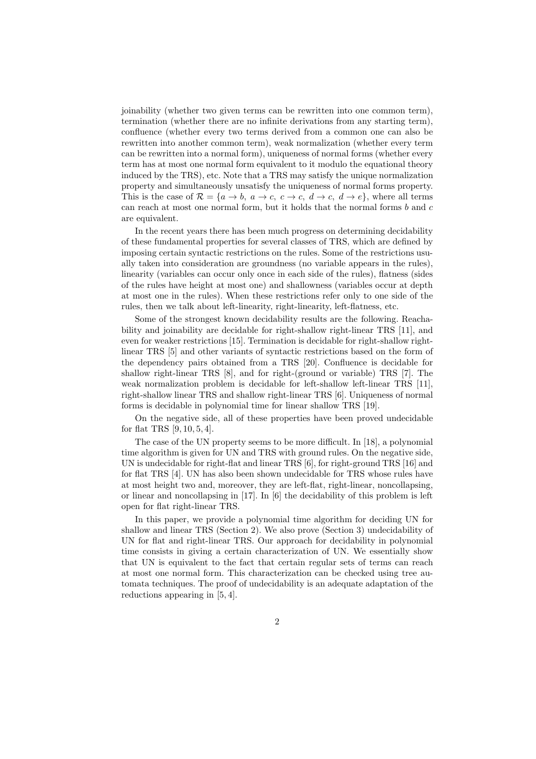joinability (whether two given terms can be rewritten into one common term), termination (whether there are no infinite derivations from any starting term), confluence (whether every two terms derived from a common one can also be rewritten into another common term), weak normalization (whether every term can be rewritten into a normal form), uniqueness of normal forms (whether every term has at most one normal form equivalent to it modulo the equational theory induced by the TRS), etc. Note that a TRS may satisfy the unique normalization property and simultaneously unsatisfy the uniqueness of normal forms property. This is the case of $\mathcal{R} = \{a \to b,\ a \to c,\ c \to c,\ d \to c,\ d \to e\}$, where all terms can reach at most one normal form, but it holds that the normal forms $b$ and $c$ are equivalent.

In the recent years there has been much progress on determining decidability of these fundamental properties for several classes of TRS, which are defined by imposing certain syntactic restrictions on the rules. Some of the restrictions usually taken into consideration are groundness (no variable appears in the rules), linearity (variables can occur only once in each side of the rules), flatness (sides of the rules have height at most one) and shallowness (variables occur at depth at most one in the rules). When these restrictions refer only to one side of the rules, then we talk about left-linearity, right-linearity, left-flatness, etc.

Some of the strongest known decidability results are the following. Reachability and joinability are decidable for right-shallow right-linear TRS [11], and even for weaker restrictions [15]. Termination is decidable for right-shallow right-linear TRS [5] and other variants of syntactic restrictions based on the form of the dependency pairs obtained from a TRS [20]. Confluence is decidable for shallow right-linear TRS [8], and for right-(ground or variable) TRS [7]. The weak normalization problem is decidable for left-shallow left-linear TRS [11], right-shallow linear TRS and shallow right-linear TRS [6]. Uniqueness of normal forms is decidable in polynomial time for linear shallow TRS [19].

On the negative side, all of these properties have been proved undecidable for flat TRS [9, 10, 5, 4].

The case of the UN property seems to be more difficult. In [18], a polynomial time algorithm is given for UN and TRS with ground rules. On the negative side, UN is undecidable for right-flat and linear TRS [6], for right-ground TRS [16] and for flat TRS [4]. UN has also been shown undecidable for TRS whose rules have at most height two and, moreover, they are left-flat, right-linear, noncollapsing, or linear and noncollapsing in [17]. In [6] the decidability of this problem is left open for flat right-linear TRS.

In this paper, we provide a polynomial time algorithm for deciding UN for shallow and linear TRS (Section 2). We also prove (Section 3) undecidability of UN for flat and right-linear TRS. Our approach for decidability in polynomial time consists in giving a certain characterization of UN. We essentially show that UN is equivalent to the fact that certain regular sets of terms can reach at most one normal form. This characterization can be checked using tree automata techniques. The proof of undecidability is an adequate adaptation of the reductions appearing in [5, 4].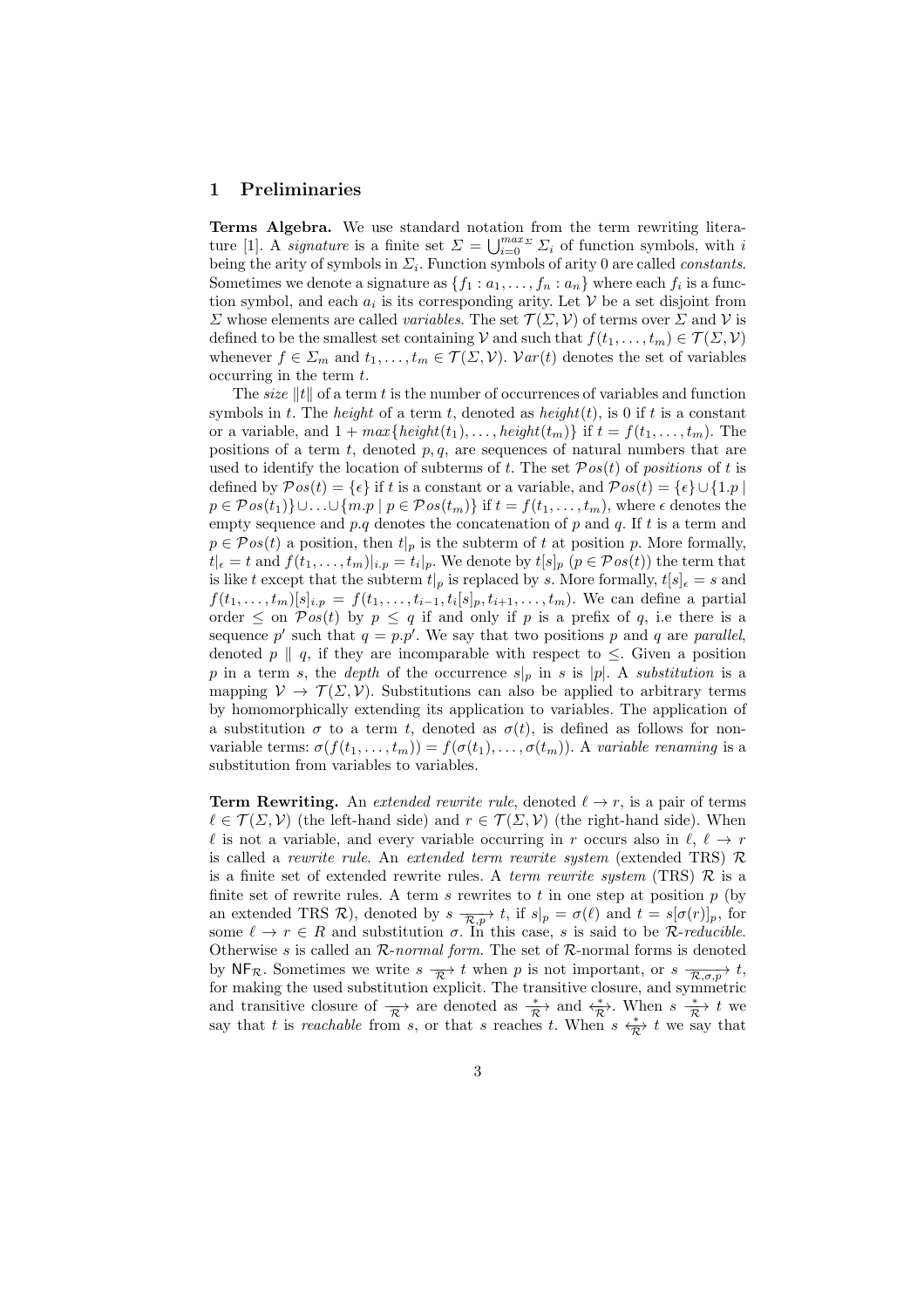## 1 Preliminaries

**Terms Algebra.** We use standard notation from the term rewriting literature [1]. A *signature* is a finite set $\Sigma = \bigcup_{i=0}^{max_\Sigma} \Sigma_i$ of function symbols, with $i$ being the arity of symbols in $\Sigma_i$. Function symbols of arity 0 are called *constants*. Sometimes we denote a signature as $\{f_1 : a_1, \ldots, f_n : a_n\}$ where each $f_i$ is a function symbol, and each $a_i$ is its corresponding arity. Let $\mathcal{V}$ be a set disjoint from $\Sigma$ whose elements are called *variables*. The set $\mathcal{T}(\Sigma, \mathcal{V})$ of terms over $\Sigma$ and $\mathcal{V}$ is defined to be the smallest set containing $\mathcal{V}$ and such that $f(t_1, \ldots, t_m) \in \mathcal{T}(\Sigma, \mathcal{V})$ whenever $f \in \Sigma_m$ and $t_1, \ldots, t_m \in \mathcal{T}(\Sigma, \mathcal{V})$. $\mathcal{V}ar(t)$ denotes the set of variables occurring in the term $t$.

The *size* $\|t\|$ of a term $t$ is the number of occurrences of variables and function symbols in $t$. The *height* of a term $t$, denoted as $height(t)$, is 0 if $t$ is a constant or a variable, and $1 + max\{height(t_1), \ldots, height(t_m)\}$ if $t = f(t_1, \ldots, t_m)$. The positions of a term $t$, denoted $p, q$, are sequences of natural numbers that are used to identify the location of subterms of $t$. The set $\mathcal{P}os(t)$ of *positions* of $t$ is defined by $\mathcal{P}os(t) = \{\epsilon\}$ if $t$ is a constant or a variable, and $\mathcal{P}os(t) = \{\epsilon\} \cup \{1.p \mid p \in \mathcal{P}os(t_1)\} \cup \ldots \cup \{m.p \mid p \in \mathcal{P}os(t_m)\}$ if $t = f(t_1, \ldots, t_m)$, where $\epsilon$ denotes the empty sequence and $p.q$ denotes the concatenation of $p$ and $q$. If $t$ is a term and $p \in \mathcal{P}os(t)$ a position, then $t|_p$ is the subterm of $t$ at position $p$. More formally, $t|_\epsilon = t$ and $f(t_1, \ldots, t_m)|_{i.p} = t_i|_p$. We denote by $t[s]_p$ ($p \in \mathcal{P}os(t)$) the term that is like $t$ except that the subterm $t|_p$ is replaced by $s$. More formally, $t[s]_\epsilon = s$ and $f(t_1, \ldots, t_m)[s]_{i.p} = f(t_1, \ldots, t_{i-1}, t_i[s]_p, t_{i+1}, \ldots, t_m)$. We can define a partial order $\leq$ on $\mathcal{P}os(t)$ by $p \leq q$ if and only if $p$ is a prefix of $q$, i.e there is a sequence $p'$ such that $q = p.p'$. We say that two positions $p$ and $q$ are *parallel*, denoted $p \parallel q$, if they are incomparable with respect to $\leq$. Given a position $p$ in a term $s$, the *depth* of the occurrence $s|_p$ in $s$ is $|p|$. A *substitution* is a mapping $\mathcal{V} \rightarrow \mathcal{T}(\Sigma, \mathcal{V})$. Substitutions can also be applied to arbitrary terms by homomorphically extending its application to variables. The application of a substitution $\sigma$ to a term $t$, denoted as $\sigma(t)$, is defined as follows for non-variable terms: $\sigma(f(t_1, \ldots, t_m)) = f(\sigma(t_1), \ldots, \sigma(t_m))$. A *variable renaming* is a substitution from variables to variables.

**Term Rewriting.** An *extended rewrite rule*, denoted $\ell \rightarrow r$, is a pair of terms $\ell \in \mathcal{T}(\Sigma, \mathcal{V})$ (the left-hand side) and $r \in \mathcal{T}(\Sigma, \mathcal{V})$ (the right-hand side). When $\ell$ is not a variable, and every variable occurring in $r$ occurs also in $\ell$, $\ell \rightarrow r$ is called a *rewrite rule*. An *extended term rewrite system* (extended TRS) $\mathcal{R}$ is a finite set of extended rewrite rules. A *term rewrite system* (TRS) $\mathcal{R}$ is a finite set of rewrite rules. A term $s$ rewrites to $t$ in one step at position $p$ (by an extended TRS $\mathcal{R}$), denoted by $s \xrightarrow[\mathcal{R},p]{} t$, if $s|_p = \sigma(\ell)$ and $t = s[\sigma(r)]_p$, for some $\ell \rightarrow r \in R$ and substitution $\sigma$. In this case, $s$ is said to be $\mathcal{R}$*-reducible*. Otherwise $s$ is called an $\mathcal{R}$*-normal form*. The set of $\mathcal{R}$-normal forms is denoted by $\mathsf{NF}_\mathcal{R}$. Sometimes we write $s \xrightarrow[\mathcal{R}]{} t$ when $p$ is not important, or $s \xrightarrow[\mathcal{R},\sigma,p]{} t$, for making the used substitution explicit. The transitive closure, and symmetric and transitive closure of $\xrightarrow[\mathcal{R}]{}$ are denoted as $\xrightarrow[\mathcal{R}]{*}$ and $\xleftrightarrow[\mathcal{R}]{*}$. When $s \xrightarrow[\mathcal{R}]{*} t$ we say that $t$ is *reachable* from $s$, or that $s$ reaches $t$. When $s \xleftrightarrow[\mathcal{R}]{*} t$ we say that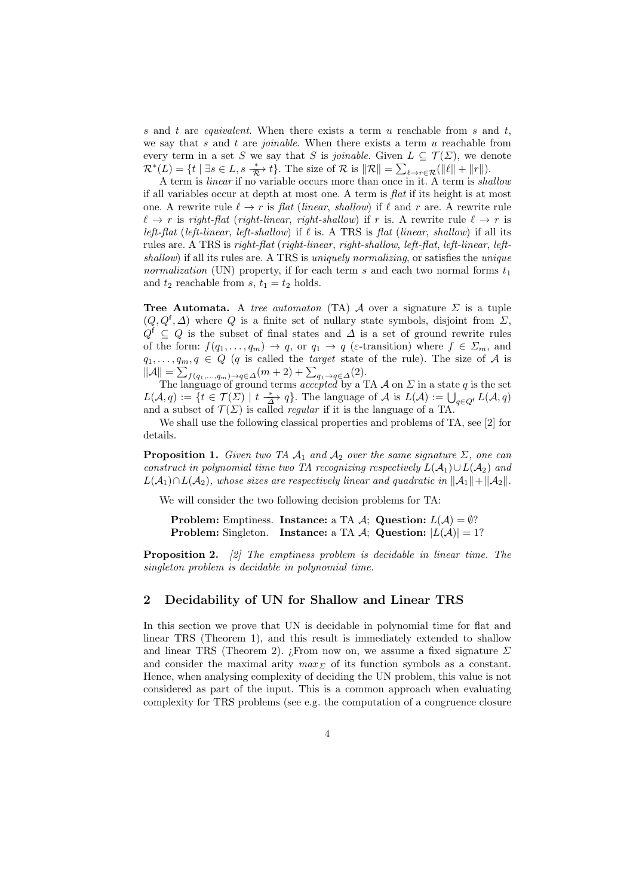$s$ and $t$ are *equivalent*. When there exists a term $u$ reachable from $s$ and $t$, we say that $s$ and $t$ are *joinable*. When there exists a term $u$ reachable from every term in a set $S$ we say that $S$ is *joinable*. Given $L \subseteq \mathcal{T}(\Sigma)$, we denote $\mathcal{R}^*(L) = \{t \mid \exists s \in L, s \xrightarrow[\mathcal{R}]{*} t\}$. The size of $\mathcal{R}$ is $\|\mathcal{R}\| = \sum_{\ell \to r \in \mathcal{R}}(\|\ell\| + \|r\|)$.

A term is *linear* if no variable occurs more than once in it. A term is *shallow* if all variables occur at depth at most one. A term is *flat* if its height is at most one. A rewrite rule $\ell \to r$ is *flat* (*linear*, *shallow*) if $\ell$ and $r$ are. A rewrite rule $\ell \to r$ is *right-flat* (*right-linear*, *right-shallow*) if $r$ is. A rewrite rule $\ell \to r$ is *left-flat* (*left-linear*, *left-shallow*) if $\ell$ is. A TRS is *flat* (*linear*, *shallow*) if all its rules are. A TRS is *right-flat* (*right-linear*, *right-shallow*, *left-flat*, *left-linear*, *left-shallow*) if all its rules are. A TRS is *uniquely normalizing*, or satisfies the *unique normalization* (UN) property, if for each term $s$ and each two normal forms $t_1$ and $t_2$ reachable from $s$, $t_1 = t_2$ holds.

**Tree Automata.** A *tree automaton* (TA) $\mathcal{A}$ over a signature $\Sigma$ is a tuple $(Q, Q^{\mathsf{f}}, \Delta)$ where $Q$ is a finite set of nullary state symbols, disjoint from $\Sigma$, $Q^{\mathsf{f}} \subseteq Q$ is the subset of final states and $\Delta$ is a set of ground rewrite rules of the form: $f(q_1, \ldots, q_m) \to q$, or $q_1 \to q$ ($\varepsilon$-transition) where $f \in \Sigma_m$, and $q_1, \ldots, q_m, q \in Q$ ($q$ is called the *target* state of the rule). The size of $\mathcal{A}$ is $\|\mathcal{A}\| = \sum_{f(q_1,\ldots,q_m) \to q \in \Delta}(m+2) + \sum_{q_1 \to q \in \Delta}(2)$.

The language of ground terms *accepted* by a TA $\mathcal{A}$ on $\Sigma$ in a state $q$ is the set $L(\mathcal{A}, q) := \{t \in \mathcal{T}(\Sigma) \mid t \xrightarrow[\Delta]{*} q\}$. The language of $\mathcal{A}$ is $L(\mathcal{A}) := \bigcup_{q \in Q^{\mathsf{f}}} L(\mathcal{A}, q)$ and a subset of $\mathcal{T}(\Sigma)$ is called *regular* if it is the language of a TA.

We shall use the following classical properties and problems of TA, see [2] for details.

**Proposition 1.** *Given two TA $\mathcal{A}_1$ and $\mathcal{A}_2$ over the same signature $\Sigma$, one can construct in polynomial time two TA recognizing respectively $L(\mathcal{A}_1) \cup L(\mathcal{A}_2)$ and $L(\mathcal{A}_1) \cap L(\mathcal{A}_2)$, whose sizes are respectively linear and quadratic in $\|\mathcal{A}_1\| + \|\mathcal{A}_2\|$.*

We will consider the two following decision problems for TA:

> **Problem:** Emptiness. **Instance:** a TA $\mathcal{A}$; **Question:** $L(\mathcal{A}) = \emptyset$?
> **Problem:** Singleton. **Instance:** a TA $\mathcal{A}$; **Question:** $|L(\mathcal{A})| = 1$?

**Proposition 2.** *[2] The emptiness problem is decidable in linear time. The singleton problem is decidable in polynomial time.*

## 2 Decidability of UN for Shallow and Linear TRS

In this section we prove that UN is decidable in polynomial time for flat and linear TRS (Theorem 1), and this result is immediately extended to shallow and linear TRS (Theorem 2). ¿From now on, we assume a fixed signature $\Sigma$ and consider the maximal arity $max_\Sigma$ of its function symbols as a constant. Hence, when analysing complexity of deciding the UN problem, this value is not considered as part of the input. This is a common approach when evaluating complexity for TRS problems (see e.g. the computation of a congruence closure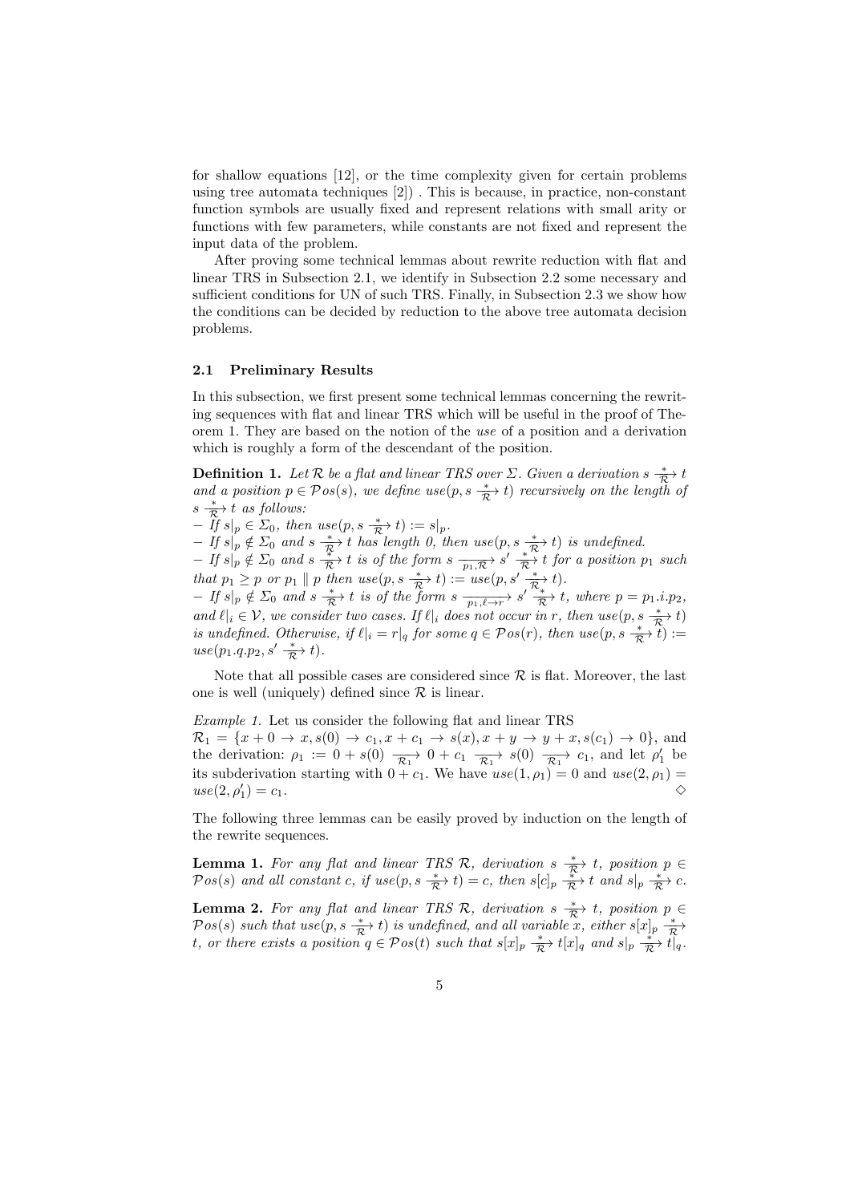for shallow equations [12], or the time complexity given for certain problems using tree automata techniques [2]) . This is because, in practice, non-constant function symbols are usually fixed and represent relations with small arity or functions with few parameters, while constants are not fixed and represent the input data of the problem.

After proving some technical lemmas about rewrite reduction with flat and linear TRS in Subsection 2.1, we identify in Subsection 2.2 some necessary and sufficient conditions for UN of such TRS. Finally, in Subsection 2.3 we show how the conditions can be decided by reduction to the above tree automata decision problems.

### 2.1 Preliminary Results

In this subsection, we first present some technical lemmas concerning the rewriting sequences with flat and linear TRS which will be useful in the proof of Theorem 1. They are based on the notion of the *use* of a position and a derivation which is roughly a form of the descendant of the position.

**Definition 1.** *Let $\mathcal{R}$ be a flat and linear TRS over $\Sigma$. Given a derivation $s \xrightarrow[\mathcal{R}]{*} t$ and a position $p \in \mathcal{P}os(s)$, we define $use(p, s \xrightarrow[\mathcal{R}]{*} t)$ recursively on the length of $s \xrightarrow[\mathcal{R}]{*} t$ as follows:*
- *If $s|_p \in \Sigma_0$, then $use(p, s \xrightarrow[\mathcal{R}]{*} t) := s|_p$.*
- *If $s|_p \notin \Sigma_0$ and $s \xrightarrow[\mathcal{R}]{*} t$ has length 0, then $use(p, s \xrightarrow[\mathcal{R}]{*} t)$ is undefined.*
- *If $s|_p \notin \Sigma_0$ and $s \xrightarrow[\mathcal{R}]{*} t$ is of the form $s \xrightarrow[p_1, \mathcal{R}]{} s' \xrightarrow[\mathcal{R}]{*} t$ for a position $p_1$ such that $p_1 \geq p$ or $p_1 \parallel p$ then $use(p, s \xrightarrow[\mathcal{R}]{*} t) := use(p, s' \xrightarrow[\mathcal{R}]{*} t)$.*
- *If $s|_p \notin \Sigma_0$ and $s \xrightarrow[\mathcal{R}]{*} t$ is of the form $s \xrightarrow[p_1, \ell \to r]{} s' \xrightarrow[\mathcal{R}]{*} t$, where $p = p_1.i.p_2$, and $\ell|_i \in \mathcal{V}$, we consider two cases. If $\ell|_i$ does not occur in $r$, then $use(p, s \xrightarrow[\mathcal{R}]{*} t)$ is undefined. Otherwise, if $\ell|_i = r|_q$ for some $q \in \mathcal{P}os(r)$, then $use(p, s \xrightarrow[\mathcal{R}]{*} t) := use(p_1.q.p_2, s' \xrightarrow[\mathcal{R}]{*} t)$.*

Note that all possible cases are considered since $\mathcal{R}$ is flat. Moreover, the last one is well (uniquely) defined since $\mathcal{R}$ is linear.

*Example 1.* Let us consider the following flat and linear TRS
$\mathcal{R}_1 = \{x + 0 \to x, s(0) \to c_1, x + c_1 \to s(x), x + y \to y + x, s(c_1) \to 0\}$, and the derivation: $\rho_1 := 0 + s(0) \xrightarrow[\mathcal{R}_1]{} 0 + c_1 \xrightarrow[\mathcal{R}_1]{} s(0) \xrightarrow[\mathcal{R}_1]{} c_1$, and let $\rho'_1$ be its subderivation starting with $0 + c_1$. We have $use(1, \rho_1) = 0$ and $use(2, \rho_1) = use(2, \rho'_1) = c_1$. ◇

The following three lemmas can be easily proved by induction on the length of the rewrite sequences.

**Lemma 1.** *For any flat and linear TRS $\mathcal{R}$, derivation $s \xrightarrow[\mathcal{R}]{*} t$, position $p \in \mathcal{P}os(s)$ and all constant $c$, if $use(p, s \xrightarrow[\mathcal{R}]{*} t) = c$, then $s[c]_p \xrightarrow[\mathcal{R}]{*} t$ and $s|_p \xrightarrow[\mathcal{R}]{*} c$.*

**Lemma 2.** *For any flat and linear TRS $\mathcal{R}$, derivation $s \xrightarrow[\mathcal{R}]{*} t$, position $p \in \mathcal{P}os(s)$ such that $use(p, s \xrightarrow[\mathcal{R}]{*} t)$ is undefined, and all variable $x$, either $s[x]_p \xrightarrow[\mathcal{R}]{*} t$, or there exists a position $q \in \mathcal{P}os(t)$ such that $s[x]_p \xrightarrow[\mathcal{R}]{*} t[x]_q$ and $s|_p \xrightarrow[\mathcal{R}]{*} t|_q$.*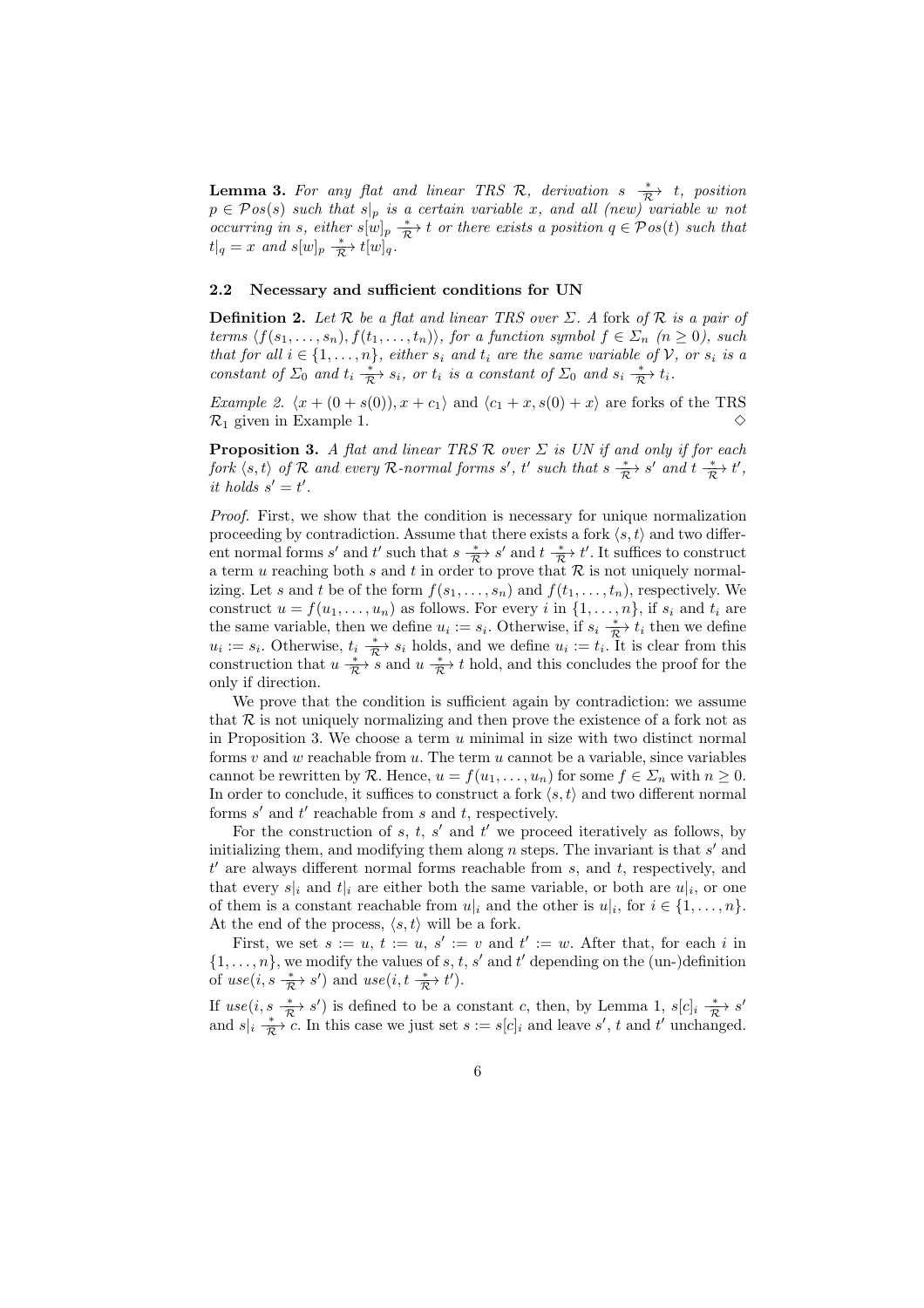**Lemma 3.** *For any flat and linear TRS $\mathcal{R}$, derivation $s \xrightarrow[\mathcal{R}]{*} t$, position $p \in \mathcal{P}os(s)$ such that $s|_p$ is a certain variable $x$, and all (new) variable $w$ not occurring in $s$, either $s[w]_p \xrightarrow[\mathcal{R}]{*} t$ or there exists a position $q \in \mathcal{P}os(t)$ such that $t|_q = x$ and $s[w]_p \xrightarrow[\mathcal{R}]{*} t[w]_q$.*

### 2.2 Necessary and sufficient conditions for UN

**Definition 2.** *Let $\mathcal{R}$ be a flat and linear TRS over $\Sigma$. A* fork *of $\mathcal{R}$ is a pair of terms $\langle f(s_1, \ldots, s_n), f(t_1, \ldots, t_n)\rangle$, for a function symbol $f \in \Sigma_n$ $(n \geq 0)$, such that for all $i \in \{1, \ldots, n\}$, either $s_i$ and $t_i$ are the same variable of $\mathcal{V}$, or $s_i$ is a constant of $\Sigma_0$ and $t_i \xrightarrow[\mathcal{R}]{*} s_i$, or $t_i$ is a constant of $\Sigma_0$ and $s_i \xrightarrow[\mathcal{R}]{*} t_i$.*

*Example 2.* $\langle x + (0 + s(0)), x + c_1\rangle$ and $\langle c_1 + x, s(0) + x\rangle$ are forks of the TRS $\mathcal{R}_1$ given in Example 1. $\diamond$

**Proposition 3.** *A flat and linear TRS $\mathcal{R}$ over $\Sigma$ is UN if and only if for each fork $\langle s, t\rangle$ of $\mathcal{R}$ and every $\mathcal{R}$-normal forms $s'$, $t'$ such that $s \xrightarrow[\mathcal{R}]{*} s'$ and $t \xrightarrow[\mathcal{R}]{*} t'$, it holds $s' = t'$.*

*Proof.* First, we show that the condition is necessary for unique normalization proceeding by contradiction. Assume that there exists a fork $\langle s, t\rangle$ and two different normal forms $s'$ and $t'$ such that $s \xrightarrow[\mathcal{R}]{*} s'$ and $t \xrightarrow[\mathcal{R}]{*} t'$. It suffices to construct a term $u$ reaching both $s$ and $t$ in order to prove that $\mathcal{R}$ is not uniquely normalizing. Let $s$ and $t$ be of the form $f(s_1, \ldots, s_n)$ and $f(t_1, \ldots, t_n)$, respectively. We construct $u = f(u_1, \ldots, u_n)$ as follows. For every $i$ in $\{1, \ldots, n\}$, if $s_i$ and $t_i$ are the same variable, then we define $u_i := s_i$. Otherwise, if $s_i \xrightarrow[\mathcal{R}]{*} t_i$ then we define $u_i := s_i$. Otherwise, $t_i \xrightarrow[\mathcal{R}]{*} s_i$ holds, and we define $u_i := t_i$. It is clear from this construction that $u \xrightarrow[\mathcal{R}]{*} s$ and $u \xrightarrow[\mathcal{R}]{*} t$ hold, and this concludes the proof for the only if direction.

We prove that the condition is sufficient again by contradiction: we assume that $\mathcal{R}$ is not uniquely normalizing and then prove the existence of a fork not as in Proposition 3. We choose a term $u$ minimal in size with two distinct normal forms $v$ and $w$ reachable from $u$. The term $u$ cannot be a variable, since variables cannot be rewritten by $\mathcal{R}$. Hence, $u = f(u_1, \ldots, u_n)$ for some $f \in \Sigma_n$ with $n \geq 0$. In order to conclude, it suffices to construct a fork $\langle s, t\rangle$ and two different normal forms $s'$ and $t'$ reachable from $s$ and $t$, respectively.

For the construction of $s$, $t$, $s'$ and $t'$ we proceed iteratively as follows, by initializing them, and modifying them along $n$ steps. The invariant is that $s'$ and $t'$ are always different normal forms reachable from $s$, and $t$, respectively, and that every $s|_i$ and $t|_i$ are either both the same variable, or both are $u|_i$, or one of them is a constant reachable from $u|_i$ and the other is $u|_i$, for $i \in \{1, \ldots, n\}$. At the end of the process, $\langle s, t\rangle$ will be a fork.

First, we set $s := u$, $t := u$, $s' := v$ and $t' := w$. After that, for each $i$ in $\{1, \ldots, n\}$, we modify the values of $s$, $t$, $s'$ and $t'$ depending on the (un-)definition of $use(i, s \xrightarrow[\mathcal{R}]{*} s')$ and $use(i, t \xrightarrow[\mathcal{R}]{*} t')$.

If $use(i, s \xrightarrow[\mathcal{R}]{*} s')$ is defined to be a constant $c$, then, by Lemma 1, $s[c]_i \xrightarrow[\mathcal{R}]{*} s'$ and $s|_i \xrightarrow[\mathcal{R}]{*} c$. In this case we just set $s := s[c]_i$ and leave $s'$, $t$ and $t'$ unchanged.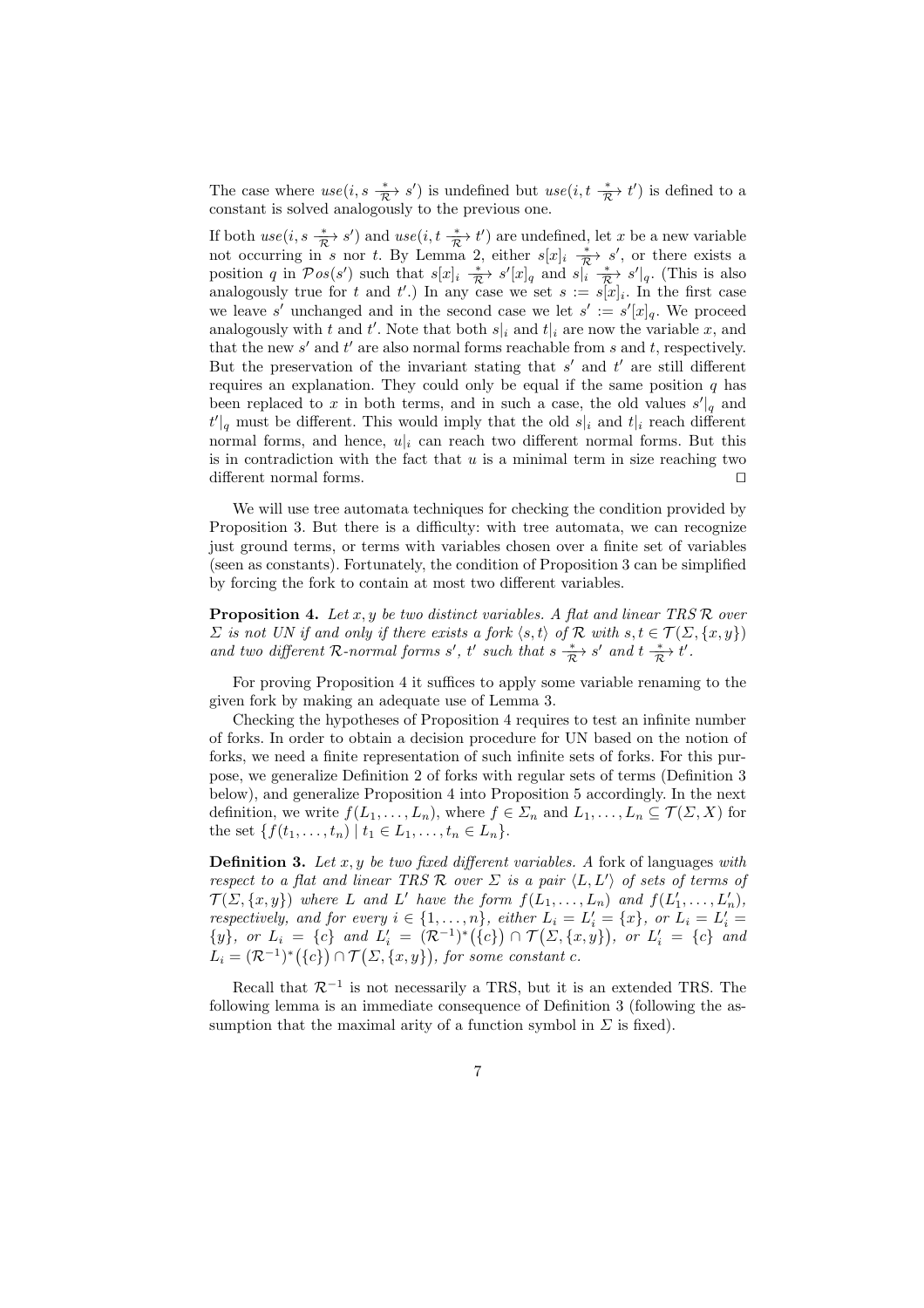The case where $use(i, s \xrightarrow[\mathcal{R}]{*} s')$ is undefined but $use(i, t \xrightarrow[\mathcal{R}]{*} t')$ is defined to a constant is solved analogously to the previous one.

If both $use(i, s \xrightarrow[\mathcal{R}]{*} s')$ and $use(i, t \xrightarrow[\mathcal{R}]{*} t')$ are undefined, let $x$ be a new variable not occurring in $s$ nor $t$. By Lemma 2, either $s[x]_i \xrightarrow[\mathcal{R}]{*} s'$, or there exists a position $q$ in $\mathcal{P}os(s')$ such that $s[x]_i \xrightarrow[\mathcal{R}]{*} s'[x]_q$ and $s|_i \xrightarrow[\mathcal{R}]{*} s'|_q$. (This is also analogously true for $t$ and $t'$.) In any case we set $s := s[x]_i$. In the first case we leave $s'$ unchanged and in the second case we let $s' := s'[x]_q$. We proceed analogously with $t$ and $t'$. Note that both $s|_i$ and $t|_i$ are now the variable $x$, and that the new $s'$ and $t'$ are also normal forms reachable from $s$ and $t$, respectively. But the preservation of the invariant stating that $s'$ and $t'$ are still different requires an explanation. They could only be equal if the same position $q$ has been replaced to $x$ in both terms, and in such a case, the old values $s'|_q$ and $t'|_q$ must be different. This would imply that the old $s|_i$ and $t|_i$ reach different normal forms, and hence, $u|_i$ can reach two different normal forms. But this is in contradiction with the fact that $u$ is a minimal term in size reaching two different normal forms. ⊓⊔

We will use tree automata techniques for checking the condition provided by Proposition 3. But there is a difficulty: with tree automata, we can recognize just ground terms, or terms with variables chosen over a finite set of variables (seen as constants). Fortunately, the condition of Proposition 3 can be simplified by forcing the fork to contain at most two different variables.

**Proposition 4.** *Let $x, y$ be two distinct variables. A flat and linear TRS $\mathcal{R}$ over $\Sigma$ is not UN if and only if there exists a fork $\langle s, t \rangle$ of $\mathcal{R}$ with $s, t \in \mathcal{T}(\Sigma, \{x, y\})$ and two different $\mathcal{R}$-normal forms $s'$, $t'$ such that $s \xrightarrow[\mathcal{R}]{*} s'$ and $t \xrightarrow[\mathcal{R}]{*} t'$.*

For proving Proposition 4 it suffices to apply some variable renaming to the given fork by making an adequate use of Lemma 3.

Checking the hypotheses of Proposition 4 requires to test an infinite number of forks. In order to obtain a decision procedure for UN based on the notion of forks, we need a finite representation of such infinite sets of forks. For this purpose, we generalize Definition 2 of forks with regular sets of terms (Definition 3 below), and generalize Proposition 4 into Proposition 5 accordingly. In the next definition, we write $f(L_1, \ldots, L_n)$, where $f \in \Sigma_n$ and $L_1, \ldots, L_n \subseteq \mathcal{T}(\Sigma, X)$ for the set $\{f(t_1, \ldots, t_n) \mid t_1 \in L_1, \ldots, t_n \in L_n\}$.

**Definition 3.** *Let $x, y$ be two fixed different variables. A* fork of languages *with respect to a flat and linear TRS $\mathcal{R}$ over $\Sigma$ is a pair $\langle L, L' \rangle$ of sets of terms of $\mathcal{T}(\Sigma, \{x, y\})$ where $L$ and $L'$ have the form $f(L_1, \ldots, L_n)$ and $f(L'_1, \ldots, L'_n)$, respectively, and for every $i \in \{1, \ldots, n\}$, either $L_i = L'_i = \{x\}$, or $L_i = L'_i = \{y\}$, or $L_i = \{c\}$ and $L'_i = (\mathcal{R}^{-1})^*(\{c\}) \cap \mathcal{T}(\Sigma, \{x, y\})$, or $L'_i = \{c\}$ and $L_i = (\mathcal{R}^{-1})^*(\{c\}) \cap \mathcal{T}(\Sigma, \{x, y\})$, for some constant $c$.*

Recall that $\mathcal{R}^{-1}$ is not necessarily a TRS, but it is an extended TRS. The following lemma is an immediate consequence of Definition 3 (following the assumption that the maximal arity of a function symbol in $\Sigma$ is fixed).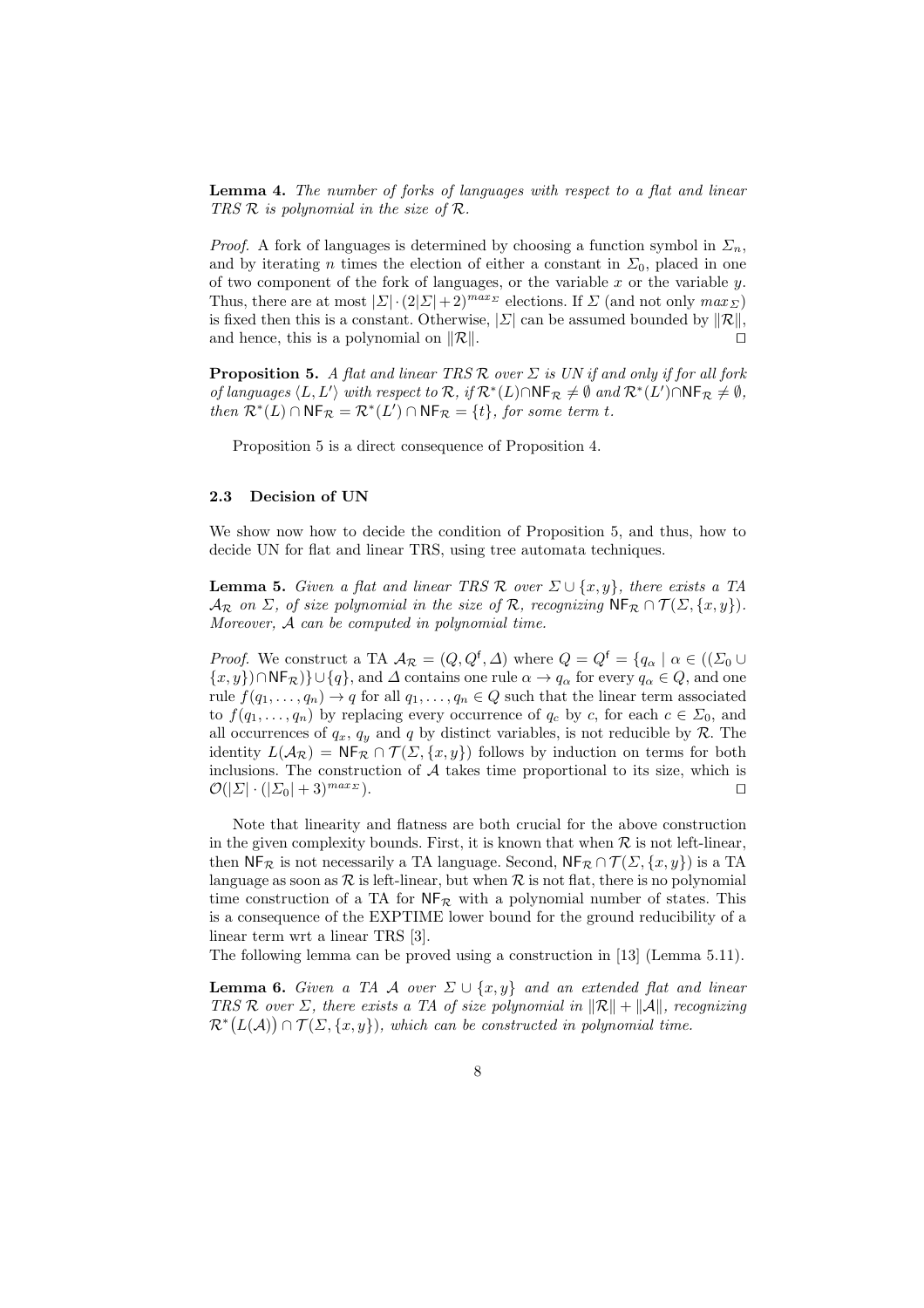**Lemma 4.** *The number of forks of languages with respect to a flat and linear TRS $\mathcal{R}$ is polynomial in the size of $\mathcal{R}$.*

*Proof.* A fork of languages is determined by choosing a function symbol in $\Sigma_n$, and by iterating $n$ times the election of either a constant in $\Sigma_0$, placed in one of two component of the fork of languages, or the variable $x$ or the variable $y$. Thus, there are at most $|\Sigma| \cdot (2|\Sigma|+2)^{max_\Sigma}$ elections. If $\Sigma$ (and not only $max_\Sigma$) is fixed then this is a constant. Otherwise, $|\Sigma|$ can be assumed bounded by $\|\mathcal{R}\|$, and hence, this is a polynomial on $\|\mathcal{R}\|$. ◻

**Proposition 5.** *A flat and linear TRS $\mathcal{R}$ over $\Sigma$ is UN if and only if for all fork of languages $\langle L, L' \rangle$ with respect to $\mathcal{R}$, if $\mathcal{R}^*(L) \cap \mathsf{NF}_\mathcal{R} \neq \emptyset$ and $\mathcal{R}^*(L') \cap \mathsf{NF}_\mathcal{R} \neq \emptyset$, then $\mathcal{R}^*(L) \cap \mathsf{NF}_\mathcal{R} = \mathcal{R}^*(L') \cap \mathsf{NF}_\mathcal{R} = \{t\}$, for some term $t$.*

Proposition 5 is a direct consequence of Proposition 4.

### 2.3 Decision of UN

We show now how to decide the condition of Proposition 5, and thus, how to decide UN for flat and linear TRS, using tree automata techniques.

**Lemma 5.** *Given a flat and linear TRS $\mathcal{R}$ over $\Sigma \cup \{x, y\}$, there exists a TA $\mathcal{A}_\mathcal{R}$ on $\Sigma$, of size polynomial in the size of $\mathcal{R}$, recognizing $\mathsf{NF}_\mathcal{R} \cap \mathcal{T}(\Sigma, \{x, y\})$. Moreover, $\mathcal{A}$ can be computed in polynomial time.*

*Proof.* We construct a TA $\mathcal{A}_\mathcal{R} = (Q, Q^\mathsf{f}, \Delta)$ where $Q = Q^\mathsf{f} = \{q_\alpha \mid \alpha \in ((\Sigma_0 \cup \{x, y\}) \cap \mathsf{NF}_\mathcal{R})\} \cup \{q\}$, and $\Delta$ contains one rule $\alpha \to q_\alpha$ for every $q_\alpha \in Q$, and one rule $f(q_1, \ldots, q_n) \to q$ for all $q_1, \ldots, q_n \in Q$ such that the linear term associated to $f(q_1, \ldots, q_n)$ by replacing every occurrence of $q_c$ by $c$, for each $c \in \Sigma_0$, and all occurrences of $q_x$, $q_y$ and $q$ by distinct variables, is not reducible by $\mathcal{R}$. The identity $L(\mathcal{A}_\mathcal{R}) = \mathsf{NF}_\mathcal{R} \cap \mathcal{T}(\Sigma, \{x, y\})$ follows by induction on terms for both inclusions. The construction of $\mathcal{A}$ takes time proportional to its size, which is $\mathcal{O}(|\Sigma| \cdot (|\Sigma_0| + 3)^{max_\Sigma})$. ◻

Note that linearity and flatness are both crucial for the above construction in the given complexity bounds. First, it is known that when $\mathcal{R}$ is not left-linear, then $\mathsf{NF}_\mathcal{R}$ is not necessarily a TA language. Second, $\mathsf{NF}_\mathcal{R} \cap \mathcal{T}(\Sigma, \{x, y\})$ is a TA language as soon as $\mathcal{R}$ is left-linear, but when $\mathcal{R}$ is not flat, there is no polynomial time construction of a TA for $\mathsf{NF}_\mathcal{R}$ with a polynomial number of states. This is a consequence of the EXPTIME lower bound for the ground reducibility of a linear term wrt a linear TRS [3].
The following lemma can be proved using a construction in [13] (Lemma 5.11).

**Lemma 6.** *Given a TA $\mathcal{A}$ over $\Sigma \cup \{x, y\}$ and an extended flat and linear TRS $\mathcal{R}$ over $\Sigma$, there exists a TA of size polynomial in $\|\mathcal{R}\| + \|\mathcal{A}\|$, recognizing $\mathcal{R}^*\big(L(\mathcal{A})\big) \cap \mathcal{T}(\Sigma, \{x, y\})$, which can be constructed in polynomial time.*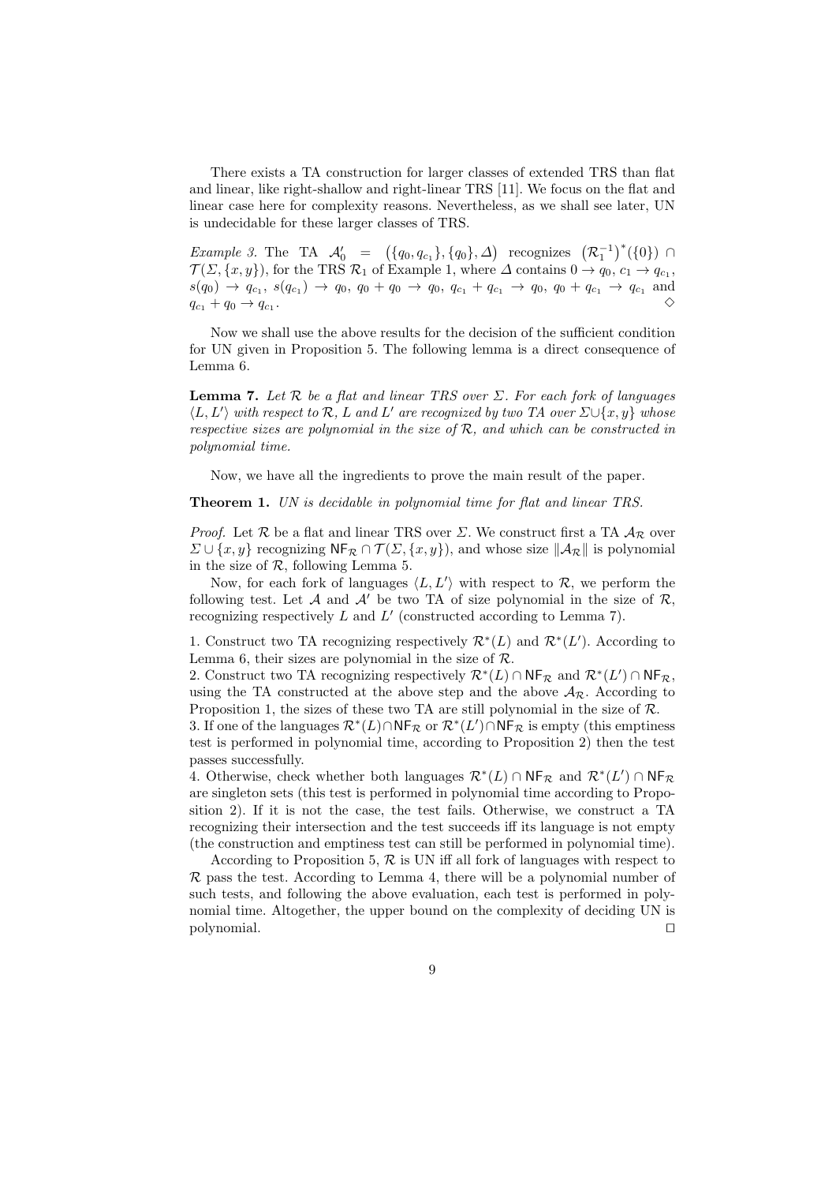There exists a TA construction for larger classes of extended TRS than flat and linear, like right-shallow and right-linear TRS [11]. We focus on the flat and linear case here for complexity reasons. Nevertheless, as we shall see later, UN is undecidable for these larger classes of TRS.

*Example 3.* The TA $\mathcal{A}'_0 = (\{q_0, q_{c_1}\}, \{q_0\}, \Delta)$ recognizes $\left(\mathcal{R}_1^{-1}\right)^*(\{0\}) \cap \mathcal{T}(\Sigma, \{x, y\})$, for the TRS $\mathcal{R}_1$ of Example 1, where $\Delta$ contains $0 \to q_0$, $c_1 \to q_{c_1}$, $s(q_0) \to q_{c_1}$, $s(q_{c_1}) \to q_0$, $q_0 + q_0 \to q_0$, $q_{c_1} + q_{c_1} \to q_0$, $q_0 + q_{c_1} \to q_{c_1}$ and $q_{c_1} + q_0 \to q_{c_1}$. $\diamond$

Now we shall use the above results for the decision of the sufficient condition for UN given in Proposition 5. The following lemma is a direct consequence of Lemma 6.

**Lemma 7.** *Let $\mathcal{R}$ be a flat and linear TRS over $\Sigma$. For each fork of languages $\langle L, L' \rangle$ with respect to $\mathcal{R}$, $L$ and $L'$ are recognized by two TA over $\Sigma \cup \{x, y\}$ whose respective sizes are polynomial in the size of $\mathcal{R}$, and which can be constructed in polynomial time.*

Now, we have all the ingredients to prove the main result of the paper.

**Theorem 1.** *UN is decidable in polynomial time for flat and linear TRS.*

*Proof.* Let $\mathcal{R}$ be a flat and linear TRS over $\Sigma$. We construct first a TA $\mathcal{A}_{\mathcal{R}}$ over $\Sigma \cup \{x, y\}$ recognizing $\mathsf{NF}_{\mathcal{R}} \cap \mathcal{T}(\Sigma, \{x, y\})$, and whose size $\|\mathcal{A}_{\mathcal{R}}\|$ is polynomial in the size of $\mathcal{R}$, following Lemma 5.

Now, for each fork of languages $\langle L, L' \rangle$ with respect to $\mathcal{R}$, we perform the following test. Let $\mathcal{A}$ and $\mathcal{A}'$ be two TA of size polynomial in the size of $\mathcal{R}$, recognizing respectively $L$ and $L'$ (constructed according to Lemma 7).

1. Construct two TA recognizing respectively $\mathcal{R}^*(L)$ and $\mathcal{R}^*(L')$. According to Lemma 6, their sizes are polynomial in the size of $\mathcal{R}$.
2. Construct two TA recognizing respectively $\mathcal{R}^*(L) \cap \mathsf{NF}_{\mathcal{R}}$ and $\mathcal{R}^*(L') \cap \mathsf{NF}_{\mathcal{R}}$, using the TA constructed at the above step and the above $\mathcal{A}_{\mathcal{R}}$. According to Proposition 1, the sizes of these two TA are still polynomial in the size of $\mathcal{R}$.
3. If one of the languages $\mathcal{R}^*(L) \cap \mathsf{NF}_{\mathcal{R}}$ or $\mathcal{R}^*(L') \cap \mathsf{NF}_{\mathcal{R}}$ is empty (this emptiness test is performed in polynomial time, according to Proposition 2) then the test passes successfully.
4. Otherwise, check whether both languages $\mathcal{R}^*(L) \cap \mathsf{NF}_{\mathcal{R}}$ and $\mathcal{R}^*(L') \cap \mathsf{NF}_{\mathcal{R}}$ are singleton sets (this test is performed in polynomial time according to Proposition 2). If it is not the case, the test fails. Otherwise, we construct a TA recognizing their intersection and the test succeeds iff its language is not empty (the construction and emptiness test can still be performed in polynomial time).

According to Proposition 5, $\mathcal{R}$ is UN iff all fork of languages with respect to $\mathcal{R}$ pass the test. According to Lemma 4, there will be a polynomial number of such tests, and following the above evaluation, each test is performed in polynomial time. Altogether, the upper bound on the complexity of deciding UN is polynomial. $\square$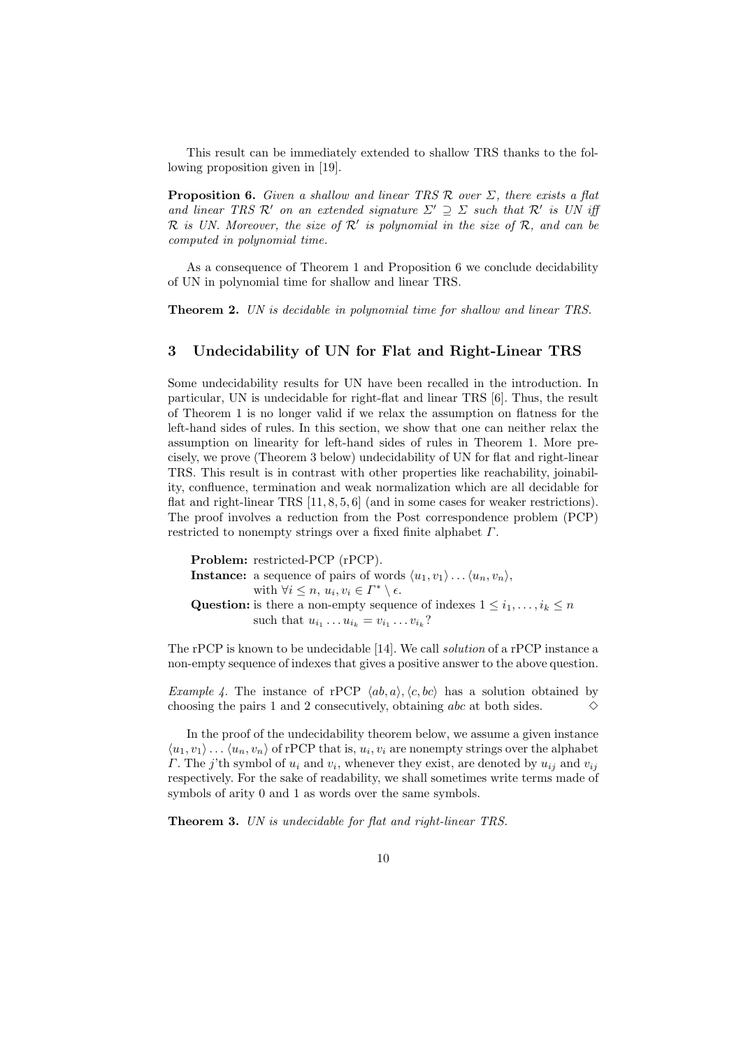This result can be immediately extended to shallow TRS thanks to the following proposition given in [19].

**Proposition 6.** *Given a shallow and linear TRS $\mathcal{R}$ over $\Sigma$, there exists a flat and linear TRS $\mathcal{R}'$ on an extended signature $\Sigma' \supseteq \Sigma$ such that $\mathcal{R}'$ is UN iff $\mathcal{R}$ is UN. Moreover, the size of $\mathcal{R}'$ is polynomial in the size of $\mathcal{R}$, and can be computed in polynomial time.*

As a consequence of Theorem 1 and Proposition 6 we conclude decidability of UN in polynomial time for shallow and linear TRS.

**Theorem 2.** *UN is decidable in polynomial time for shallow and linear TRS.*

## 3 Undecidability of UN for Flat and Right-Linear TRS

Some undecidability results for UN have been recalled in the introduction. In particular, UN is undecidable for right-flat and linear TRS [6]. Thus, the result of Theorem 1 is no longer valid if we relax the assumption on flatness for the left-hand sides of rules. In this section, we show that one can neither relax the assumption on linearity for left-hand sides of rules in Theorem 1. More precisely, we prove (Theorem 3 below) undecidability of UN for flat and right-linear TRS. This result is in contrast with other properties like reachability, joinability, confluence, termination and weak normalization which are all decidable for flat and right-linear TRS [11, 8, 5, 6] (and in some cases for weaker restrictions). The proof involves a reduction from the Post correspondence problem (PCP) restricted to nonempty strings over a fixed finite alphabet $\Gamma$.

**Problem:** restricted-PCP (rPCP).
**Instance:** a sequence of pairs of words $\langle u_1, v_1 \rangle \dots \langle u_n, v_n \rangle$, with $\forall i \leq n,\ u_i, v_i \in \Gamma^* \setminus \epsilon$.
**Question:** is there a non-empty sequence of indexes $1 \leq i_1, \dots, i_k \leq n$ such that $u_{i_1} \dots u_{i_k} = v_{i_1} \dots v_{i_k}$?

The rPCP is known to be undecidable [14]. We call *solution* of a rPCP instance a non-empty sequence of indexes that gives a positive answer to the above question.

*Example 4.* The instance of rPCP $\langle ab, a \rangle, \langle c, bc \rangle$ has a solution obtained by choosing the pairs 1 and 2 consecutively, obtaining $abc$ at both sides. $\diamond$

In the proof of the undecidability theorem below, we assume a given instance $\langle u_1, v_1 \rangle \dots \langle u_n, v_n \rangle$ of rPCP that is, $u_i, v_i$ are nonempty strings over the alphabet $\Gamma$. The $j$'th symbol of $u_i$ and $v_i$, whenever they exist, are denoted by $u_{ij}$ and $v_{ij}$ respectively. For the sake of readability, we shall sometimes write terms made of symbols of arity 0 and 1 as words over the same symbols.

**Theorem 3.** *UN is undecidable for flat and right-linear TRS.*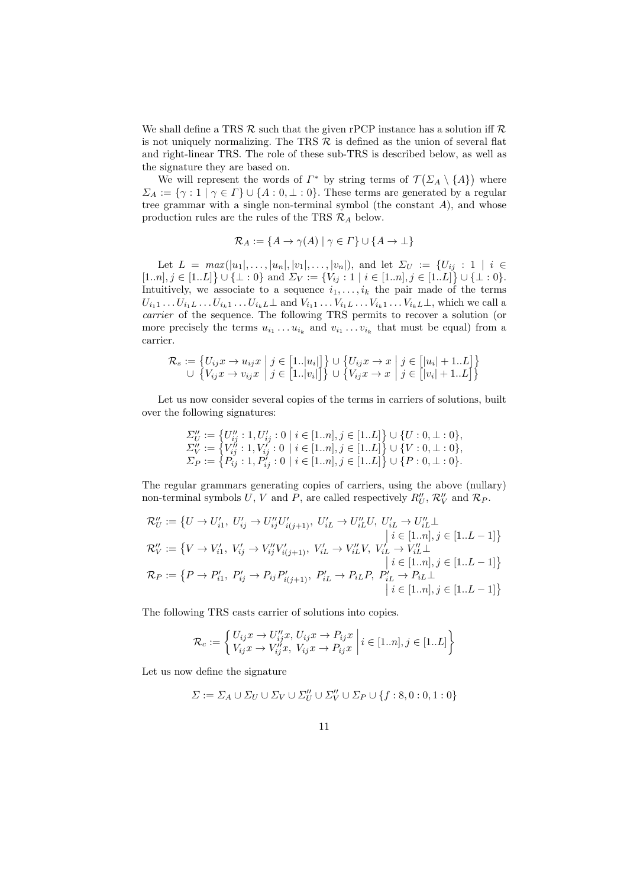We shall define a TRS $\mathcal{R}$ such that the given rPCP instance has a solution iff $\mathcal{R}$ is not uniquely normalizing. The TRS $\mathcal{R}$ is defined as the union of several flat and right-linear TRS. The role of these sub-TRS is described below, as well as the signature they are based on.

We will represent the words of $\Gamma^*$ by string terms of $\mathcal{T}(\Sigma_A \setminus \{A\})$ where $\Sigma_A := \{\gamma : 1 \mid \gamma \in \Gamma\} \cup \{A : 0, \bot : 0\}$. These terms are generated by a regular tree grammar with a single non-terminal symbol (the constant $A$), and whose production rules are the rules of the TRS $\mathcal{R}_A$ below.

$$\mathcal{R}_A := \{A \to \gamma(A) \mid \gamma \in \Gamma\} \cup \{A \to \bot\}$$

Let $L = max(|u_1|, \ldots, |u_n|, |v_1|, \ldots, |v_n|)$, and let $\Sigma_U := \{U_{ij} : 1 \mid i \in [1..n], j \in [1..L]\} \cup \{\bot : 0\}$ and $\Sigma_V := \{V_{ij} : 1 \mid i \in [1..n], j \in [1..L]\} \cup \{\bot : 0\}$. Intuitively, we associate to a sequence $i_1, \ldots, i_k$ the pair made of the terms $U_{i_1 1} \ldots U_{i_1 L} \ldots U_{i_k 1} \ldots U_{i_k L} \bot$ and $V_{i_1 1} \ldots V_{i_1 L} \ldots V_{i_k 1} \ldots V_{i_k L} \bot$, which we call a *carrier* of the sequence. The following TRS permits to recover a solution (or more precisely the terms $u_{i_1} \ldots u_{i_k}$ and $v_{i_1} \ldots v_{i_k}$ that must be equal) from a carrier.

$$\begin{aligned}\mathcal{R}_s := &\left\{U_{ij}x \to u_{ij}x \;\middle|\; j \in \left[1..|u_i|\right]\right\} \cup \left\{U_{ij}x \to x \;\middle|\; j \in \left[|u_i|+1..L\right]\right\}\\ \cup &\left\{V_{ij}x \to v_{ij}x \;\middle|\; j \in \left[1..|v_i|\right]\right\} \cup \left\{V_{ij}x \to x \;\middle|\; j \in \left[|v_i|+1..L\right]\right\}\end{aligned}$$

Let us now consider several copies of the terms in carriers of solutions, built over the following signatures:

$$\begin{aligned}\Sigma''_U &:= \left\{U''_{ij} : 1, U'_{ij} : 0 \mid i \in [1..n], j \in [1..L]\right\} \cup \{U : 0, \bot : 0\},\\ \Sigma''_V &:= \left\{V''_{ij} : 1, V'_{ij} : 0 \mid i \in [1..n], j \in [1..L]\right\} \cup \{V : 0, \bot : 0\},\\ \Sigma_P &:= \left\{P_{ij} : 1, P'_{ij} : 0 \mid i \in [1..n], j \in [1..L]\right\} \cup \{P : 0, \bot : 0\}.\end{aligned}$$

The regular grammars generating copies of carriers, using the above (nullary) non-terminal symbols $U$, $V$ and $P$, are called respectively $R''_U$, $\mathcal{R}''_V$ and $\mathcal{R}_P$.

$$\begin{aligned}\mathcal{R}''_U &:= \big\{U \to U'_{i1},\; U'_{ij} \to U''_{ij}U'_{i(j+1)},\; U'_{iL} \to U''_{iL}U,\; U'_{iL} \to U''_{iL}\bot\\ &\qquad\qquad \big|\; i \in [1..n], j \in [1..L-1]\big\}\\ \mathcal{R}''_V &:= \big\{V \to V'_{i1},\; V'_{ij} \to V''_{ij}V'_{i(j+1)},\; V'_{iL} \to V''_{iL}V,\; V'_{iL} \to V''_{iL}\bot\\ &\qquad\qquad \big|\; i \in [1..n], j \in [1..L-1]\big\}\\ \mathcal{R}_P &:= \big\{P \to P'_{i1},\; P'_{ij} \to P_{ij}P'_{i(j+1)},\; P'_{iL} \to P_{iL}P,\; P'_{iL} \to P_{iL}\bot\\ &\qquad\qquad \big|\; i \in [1..n], j \in [1..L-1]\big\}\end{aligned}$$

The following TRS casts carrier of solutions into copies.

$$\mathcal{R}_c := \left\{\begin{array}{l}U_{ij}x \to U''_{ij}x,\, U_{ij}x \to P_{ij}x\\ V_{ij}x \to V''_{ij}x,\; V_{ij}x \to P_{ij}x\end{array} \;\middle|\; i \in [1..n], j \in [1..L]\right\}$$

Let us now define the signature

$$\Sigma := \Sigma_A \cup \Sigma_U \cup \Sigma_V \cup \Sigma''_U \cup \Sigma''_V \cup \Sigma_P \cup \{f : 8, 0 : 0, 1 : 0\}$$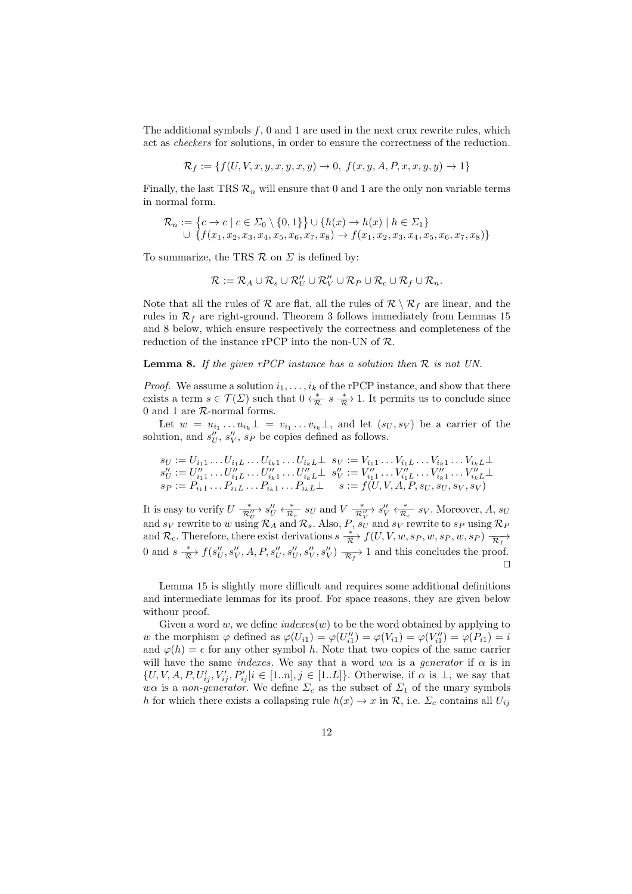The additional symbols $f$, 0 and 1 are used in the next crux rewrite rules, which act as *checkers* for solutions, in order to ensure the correctness of the reduction.

$$\mathcal{R}_f := \{f(U, V, x, y, x, y, x, y) \to 0,\ f(x, y, A, P, x, x, y, y) \to 1\}$$

Finally, the last TRS $\mathcal{R}_n$ will ensure that 0 and 1 are the only non variable terms in normal form.

$$\begin{aligned}\mathcal{R}_n := &\left\{c \to c \mid c \in \Sigma_0 \setminus \{0, 1\}\right\} \cup \{h(x) \to h(x) \mid h \in \Sigma_1\}\\ \cup &\ \{f(x_1, x_2, x_3, x_4, x_5, x_6, x_7, x_8) \to f(x_1, x_2, x_3, x_4, x_5, x_6, x_7, x_8)\}\end{aligned}$$

To summarize, the TRS $\mathcal{R}$ on $\Sigma$ is defined by:

$$\mathcal{R} := \mathcal{R}_A \cup \mathcal{R}_s \cup \mathcal{R}''_U \cup \mathcal{R}''_V \cup \mathcal{R}_P \cup \mathcal{R}_c \cup \mathcal{R}_f \cup \mathcal{R}_n.$$

Note that all the rules of $\mathcal{R}$ are flat, all the rules of $\mathcal{R} \setminus \mathcal{R}_f$ are linear, and the rules in $\mathcal{R}_f$ are right-ground. Theorem 3 follows immediately from Lemmas 15 and 8 below, which ensure respectively the correctness and completeness of the reduction of the instance rPCP into the non-UN of $\mathcal{R}$.

**Lemma 8.** *If the given rPCP instance has a solution then $\mathcal{R}$ is not UN.*

*Proof.* We assume a solution $i_1, \ldots, i_k$ of the rPCP instance, and show that there exists a term $s \in \mathcal{T}(\Sigma)$ such that $0 \xleftarrow[\mathcal{R}]{*} s \xrightarrow[\mathcal{R}]{*} 1$. It permits us to conclude since 0 and 1 are $\mathcal{R}$-normal forms.

Let $w = u_{i_1} \ldots u_{i_k} \bot = v_{i_1} \ldots v_{i_k} \bot$, and let $(s_U, s_V)$ be a carrier of the solution, and $s''_U$, $s''_V$, $s_P$ be copies defined as follows.

$$\begin{array}{ll} s_U := U_{i_1 1} \ldots U_{i_1 L} \ldots U_{i_k 1} \ldots U_{i_k L} \bot & s_V := V_{i_1 1} \ldots V_{i_1 L} \ldots V_{i_k 1} \ldots V_{i_k L} \bot \\ s''_U := U''_{i_1 1} \ldots U''_{i_1 L} \ldots U''_{i_k 1} \ldots U''_{i_k L} \bot & s''_V := V''_{i_1 1} \ldots V''_{i_1 L} \ldots V''_{i_k 1} \ldots V''_{i_k L} \bot \\ s_P := P_{i_1 1} \ldots P_{i_1 L} \ldots P_{i_k 1} \ldots P_{i_k L} \bot & s := f(U, V, A, P, s_U, s_U, s_V, s_V) \end{array}$$

It is easy to verify $U \xrightarrow[\mathcal{R}''_U]{*} s''_U \xleftarrow[\mathcal{R}_c]{*} s_U$ and $V \xrightarrow[\mathcal{R}''_V]{*} s''_V \xleftarrow[\mathcal{R}_c]{*} s_V$. Moreover, $A$, $s_U$ and $s_V$ rewrite to $w$ using $\mathcal{R}_A$ and $\mathcal{R}_s$. Also, $P$, $s_U$ and $s_V$ rewrite to $s_P$ using $\mathcal{R}_P$ and $\mathcal{R}_c$. Therefore, there exist derivations $s \xrightarrow[\mathcal{R}]{*} f(U, V, w, s_P, w, s_P, w, s_P) \xrightarrow[\mathcal{R}_f]{} 0$ and $s \xrightarrow[\mathcal{R}]{*} f(s''_U, s''_V, A, P, s''_U, s''_U, s''_V, s''_V) \xrightarrow[\mathcal{R}_f]{} 1$ and this concludes the proof. $\square$

Lemma 15 is slightly more difficult and requires some additional definitions and intermediate lemmas for its proof. For space reasons, they are given below withour proof.

Given a word $w$, we define $\mathit{indexes}(w)$ to be the word obtained by applying to $w$ the morphism $\varphi$ defined as $\varphi(U_{i1}) = \varphi(U''_{i1}) = \varphi(V_{i1}) = \varphi(V''_{i1}) = \varphi(P_{i1}) = i$ and $\varphi(h) = \epsilon$ for any other symbol $h$. Note that two copies of the same carrier will have the same *indexes*. We say that a word $w\alpha$ is a *generator* if $\alpha$ is in $\{U, V, A, P, U'_{ij}, V'_{ij}, P'_{ij} | i \in [1..n], j \in [1..L]\}$. Otherwise, if $\alpha$ is $\bot$, we say that $w\alpha$ is a *non-generator*. We define $\Sigma_c$ as the subset of $\Sigma_1$ of the unary symbols $h$ for which there exists a collapsing rule $h(x) \to x$ in $\mathcal{R}$, i.e. $\Sigma_c$ contains all $U_{ij}$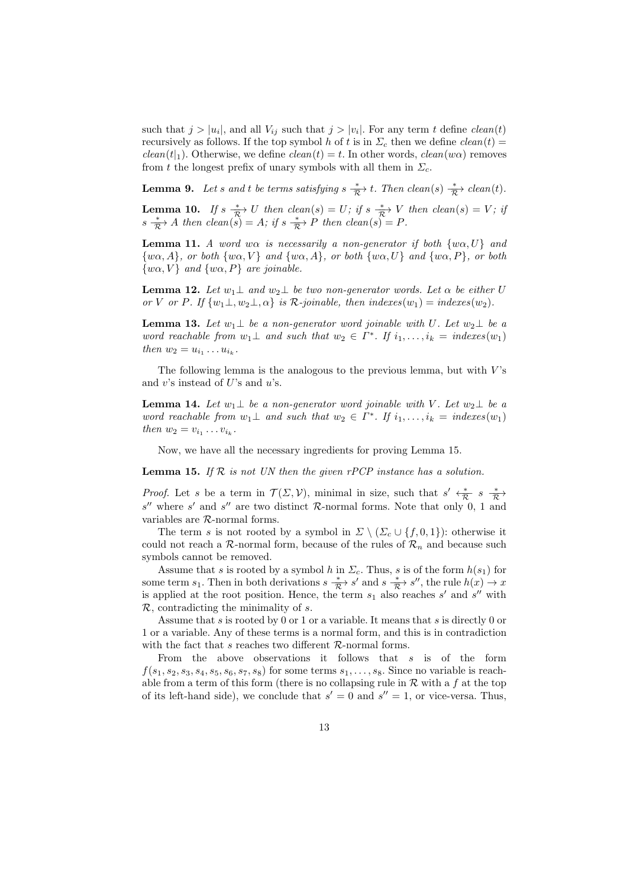such that $j > |u_i|$, and all $V_{ij}$ such that $j > |v_i|$. For any term $t$ define $clean(t)$ recursively as follows. If the top symbol $h$ of $t$ is in $\Sigma_c$ then we define $clean(t) = clean(t|_1)$. Otherwise, we define $clean(t) = t$. In other words, $clean(w\alpha)$ removes from $t$ the longest prefix of unary symbols with all them in $\Sigma_c$.

**Lemma 9.** *Let $s$ and $t$ be terms satisfying $s \xrightarrow[\mathcal{R}]{*} t$. Then $clean(s) \xrightarrow[\mathcal{R}]{*} clean(t)$.*

**Lemma 10.** *If $s \xrightarrow[\mathcal{R}]{*} U$ then $clean(s) = U$; if $s \xrightarrow[\mathcal{R}]{*} V$ then $clean(s) = V$; if $s \xrightarrow[\mathcal{R}]{*} A$ then $clean(s) = A$; if $s \xrightarrow[\mathcal{R}]{*} P$ then $clean(s) = P$.*

**Lemma 11.** *A word $w\alpha$ is necessarily a non-generator if both $\{w\alpha, U\}$ and $\{w\alpha, A\}$, or both $\{w\alpha, V\}$ and $\{w\alpha, A\}$, or both $\{w\alpha, U\}$ and $\{w\alpha, P\}$, or both $\{w\alpha, V\}$ and $\{w\alpha, P\}$ are joinable.*

**Lemma 12.** *Let $w_1\bot$ and $w_2\bot$ be two non-generator words. Let $\alpha$ be either $U$ or $V$ or $P$. If $\{w_1\bot, w_2\bot, \alpha\}$ is $\mathcal{R}$-joinable, then $indexes(w_1) = indexes(w_2)$.*

**Lemma 13.** *Let $w_1\bot$ be a non-generator word joinable with $U$. Let $w_2\bot$ be a word reachable from $w_1\bot$ and such that $w_2 \in \Gamma^*$. If $i_1, \ldots, i_k = indexes(w_1)$ then $w_2 = u_{i_1} \ldots u_{i_k}$.*

The following lemma is the analogous to the previous lemma, but with $V$'s and $v$'s instead of $U$'s and $u$'s.

**Lemma 14.** *Let $w_1\bot$ be a non-generator word joinable with $V$. Let $w_2\bot$ be a word reachable from $w_1\bot$ and such that $w_2 \in \Gamma^*$. If $i_1, \ldots, i_k = indexes(w_1)$ then $w_2 = v_{i_1} \ldots v_{i_k}$.*

Now, we have all the necessary ingredients for proving Lemma 15.

**Lemma 15.** *If $\mathcal{R}$ is not UN then the given rPCP instance has a solution.*

*Proof.* Let $s$ be a term in $\mathcal{T}(\Sigma, \mathcal{V})$, minimal in size, such that $s' \xleftarrow[\mathcal{R}]{*} s \xrightarrow[\mathcal{R}]{*} s''$ where $s'$ and $s''$ are two distinct $\mathcal{R}$-normal forms. Note that only 0, 1 and variables are $\mathcal{R}$-normal forms.

The term $s$ is not rooted by a symbol in $\Sigma \setminus (\Sigma_c \cup \{f, 0, 1\})$: otherwise it could not reach a $\mathcal{R}$-normal form, because of the rules of $\mathcal{R}_n$ and because such symbols cannot be removed.

Assume that $s$ is rooted by a symbol $h$ in $\Sigma_c$. Thus, $s$ is of the form $h(s_1)$ for some term $s_1$. Then in both derivations $s \xrightarrow[\mathcal{R}]{*} s'$ and $s \xrightarrow[\mathcal{R}]{*} s''$, the rule $h(x) \to x$ is applied at the root position. Hence, the term $s_1$ also reaches $s'$ and $s''$ with $\mathcal{R}$, contradicting the minimality of $s$.

Assume that $s$ is rooted by 0 or 1 or a variable. It means that $s$ is directly 0 or 1 or a variable. Any of these terms is a normal form, and this is in contradiction with the fact that $s$ reaches two different $\mathcal{R}$-normal forms.

From the above observations it follows that $s$ is of the form $f(s_1, s_2, s_3, s_4, s_5, s_6, s_7, s_8)$ for some terms $s_1, \ldots, s_8$. Since no variable is reachable from a term of this form (there is no collapsing rule in $\mathcal{R}$ with a $f$ at the top of its left-hand side), we conclude that $s' = 0$ and $s'' = 1$, or vice-versa. Thus,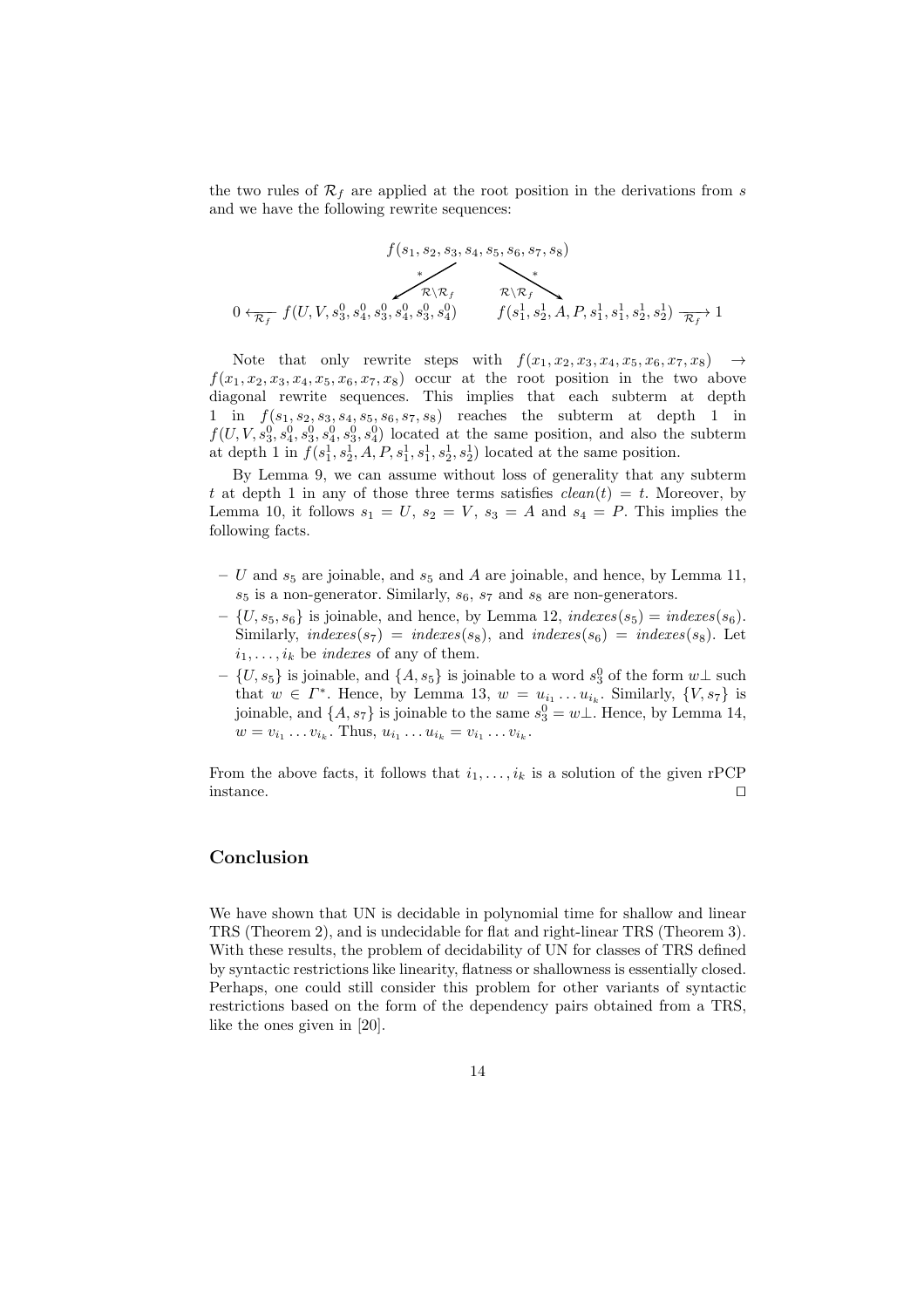the two rules of $\mathcal{R}_f$ are applied at the root position in the derivations from $s$ and we have the following rewrite sequences:

$$
\begin{array}{ccccc}
 & & f(s_1, s_2, s_3, s_4, s_5, s_6, s_7, s_8) & & \\
 & \swarrow^{*}_{\mathcal{R}\setminus\mathcal{R}_f} & & \searrow^{*}_{\mathcal{R}\setminus\mathcal{R}_f} & \\
0 \xleftarrow[\mathcal{R}_f]{} f(U, V, s_3^0, s_4^0, s_3^0, s_4^0, s_3^0, s_4^0) & & & & f(s_1^1, s_2^1, A, P, s_1^1, s_1^1, s_2^1, s_2^1) \xrightarrow[\mathcal{R}_f]{} 1
\end{array}
$$

Note that only rewrite steps with $f(x_1, x_2, x_3, x_4, x_5, x_6, x_7, x_8) \rightarrow f(x_1, x_2, x_3, x_4, x_5, x_6, x_7, x_8)$ occur at the root position in the two above diagonal rewrite sequences. This implies that each subterm at depth 1 in $f(s_1, s_2, s_3, s_4, s_5, s_6, s_7, s_8)$ reaches the subterm at depth 1 in $f(U, V, s_3^0, s_4^0, s_3^0, s_4^0, s_3^0, s_4^0)$ located at the same position, and also the subterm at depth 1 in $f(s_1^1, s_2^1, A, P, s_1^1, s_1^1, s_2^1, s_2^1)$ located at the same position.

By Lemma 9, we can assume without loss of generality that any subterm $t$ at depth 1 in any of those three terms satisfies $\mathit{clean}(t) = t$. Moreover, by Lemma 10, it follows $s_1 = U$, $s_2 = V$, $s_3 = A$ and $s_4 = P$. This implies the following facts.

- $U$ and $s_5$ are joinable, and $s_5$ and $A$ are joinable, and hence, by Lemma 11, $s_5$ is a non-generator. Similarly, $s_6$, $s_7$ and $s_8$ are non-generators.
- $\{U, s_5, s_6\}$ is joinable, and hence, by Lemma 12, $\mathit{indexes}(s_5) = \mathit{indexes}(s_6)$. Similarly, $\mathit{indexes}(s_7) = \mathit{indexes}(s_8)$, and $\mathit{indexes}(s_6) = \mathit{indexes}(s_8)$. Let $i_1, \ldots, i_k$ be *indexes* of any of them.
- $\{U, s_5\}$ is joinable, and $\{A, s_5\}$ is joinable to a word $s_3^0$ of the form $w\bot$ such that $w \in \Gamma^*$. Hence, by Lemma 13, $w = u_{i_1} \ldots u_{i_k}$. Similarly, $\{V, s_7\}$ is joinable, and $\{A, s_7\}$ is joinable to the same $s_3^0 = w\bot$. Hence, by Lemma 14, $w = v_{i_1} \ldots v_{i_k}$. Thus, $u_{i_1} \ldots u_{i_k} = v_{i_1} \ldots v_{i_k}$.

From the above facts, it follows that $i_1, \ldots, i_k$ is a solution of the given rPCP instance. $\square$

## Conclusion

We have shown that UN is decidable in polynomial time for shallow and linear TRS (Theorem 2), and is undecidable for flat and right-linear TRS (Theorem 3). With these results, the problem of decidability of UN for classes of TRS defined by syntactic restrictions like linearity, flatness or shallowness is essentially closed. Perhaps, one could still consider this problem for other variants of syntactic restrictions based on the form of the dependency pairs obtained from a TRS, like the ones given in [20].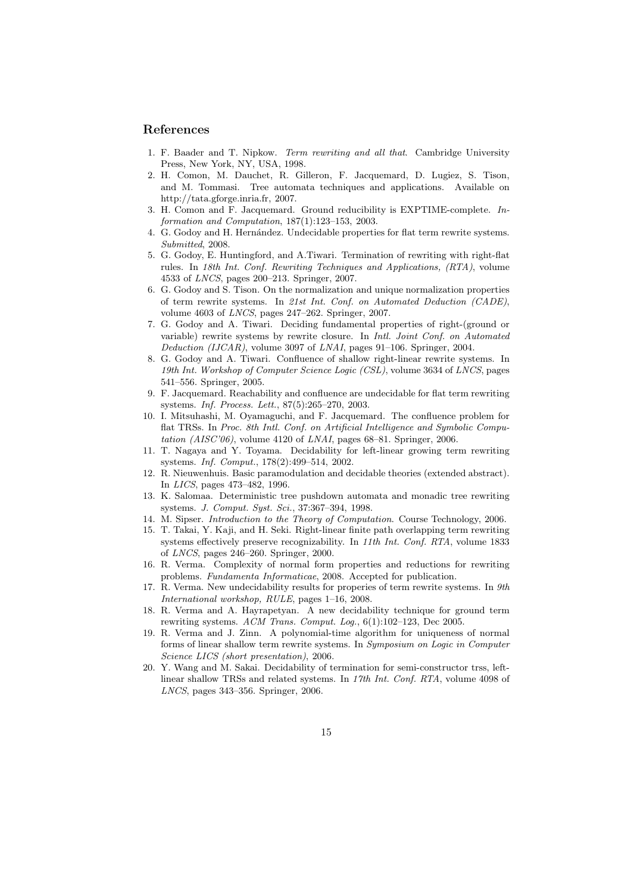## References

1. F. Baader and T. Nipkow. *Term rewriting and all that*. Cambridge University Press, New York, NY, USA, 1998.
2. H. Comon, M. Dauchet, R. Gilleron, F. Jacquemard, D. Lugiez, S. Tison, and M. Tommasi. Tree automata techniques and applications. Available on http://tata.gforge.inria.fr, 2007.
3. H. Comon and F. Jacquemard. Ground reducibility is EXPTIME-complete. *Information and Computation*, 187(1):123–153, 2003.
4. G. Godoy and H. Hernández. Undecidable properties for flat term rewrite systems. *Submitted*, 2008.
5. G. Godoy, E. Huntingford, and A.Tiwari. Termination of rewriting with right-flat rules. In *18th Int. Conf. Rewriting Techniques and Applications, (RTA)*, volume 4533 of *LNCS*, pages 200–213. Springer, 2007.
6. G. Godoy and S. Tison. On the normalization and unique normalization properties of term rewrite systems. In *21st Int. Conf. on Automated Deduction (CADE)*, volume 4603 of *LNCS*, pages 247–262. Springer, 2007.
7. G. Godoy and A. Tiwari. Deciding fundamental properties of right-(ground or variable) rewrite systems by rewrite closure. In *Intl. Joint Conf. on Automated Deduction (IJCAR)*, volume 3097 of *LNAI*, pages 91–106. Springer, 2004.
8. G. Godoy and A. Tiwari. Confluence of shallow right-linear rewrite systems. In *19th Int. Workshop of Computer Science Logic (CSL)*, volume 3634 of *LNCS*, pages 541–556. Springer, 2005.
9. F. Jacquemard. Reachability and confluence are undecidable for flat term rewriting systems. *Inf. Process. Lett.*, 87(5):265–270, 2003.
10. I. Mitsuhashi, M. Oyamaguchi, and F. Jacquemard. The confluence problem for flat TRSs. In *Proc. 8th Intl. Conf. on Artificial Intelligence and Symbolic Computation (AISC'06)*, volume 4120 of *LNAI*, pages 68–81. Springer, 2006.
11. T. Nagaya and Y. Toyama. Decidability for left-linear growing term rewriting systems. *Inf. Comput.*, 178(2):499–514, 2002.
12. R. Nieuwenhuis. Basic paramodulation and decidable theories (extended abstract). In *LICS*, pages 473–482, 1996.
13. K. Salomaa. Deterministic tree pushdown automata and monadic tree rewriting systems. *J. Comput. Syst. Sci.*, 37:367–394, 1998.
14. M. Sipser. *Introduction to the Theory of Computation*. Course Technology, 2006.
15. T. Takai, Y. Kaji, and H. Seki. Right-linear finite path overlapping term rewriting systems effectively preserve recognizability. In *11th Int. Conf. RTA*, volume 1833 of *LNCS*, pages 246–260. Springer, 2000.
16. R. Verma. Complexity of normal form properties and reductions for rewriting problems. *Fundamenta Informaticae*, 2008. Accepted for publication.
17. R. Verma. New undecidability results for properies of term rewrite systems. In *9th International workshop, RULE*, pages 1–16, 2008.
18. R. Verma and A. Hayrapetyan. A new decidability technique for ground term rewriting systems. *ACM Trans. Comput. Log.*, 6(1):102–123, Dec 2005.
19. R. Verma and J. Zinn. A polynomial-time algorithm for uniqueness of normal forms of linear shallow term rewrite systems. In *Symposium on Logic in Computer Science LICS (short presentation)*, 2006.
20. Y. Wang and M. Sakai. Decidability of termination for semi-constructor trss, left-linear shallow TRSs and related systems. In *17th Int. Conf. RTA*, volume 4098 of *LNCS*, pages 343–356. Springer, 2006.